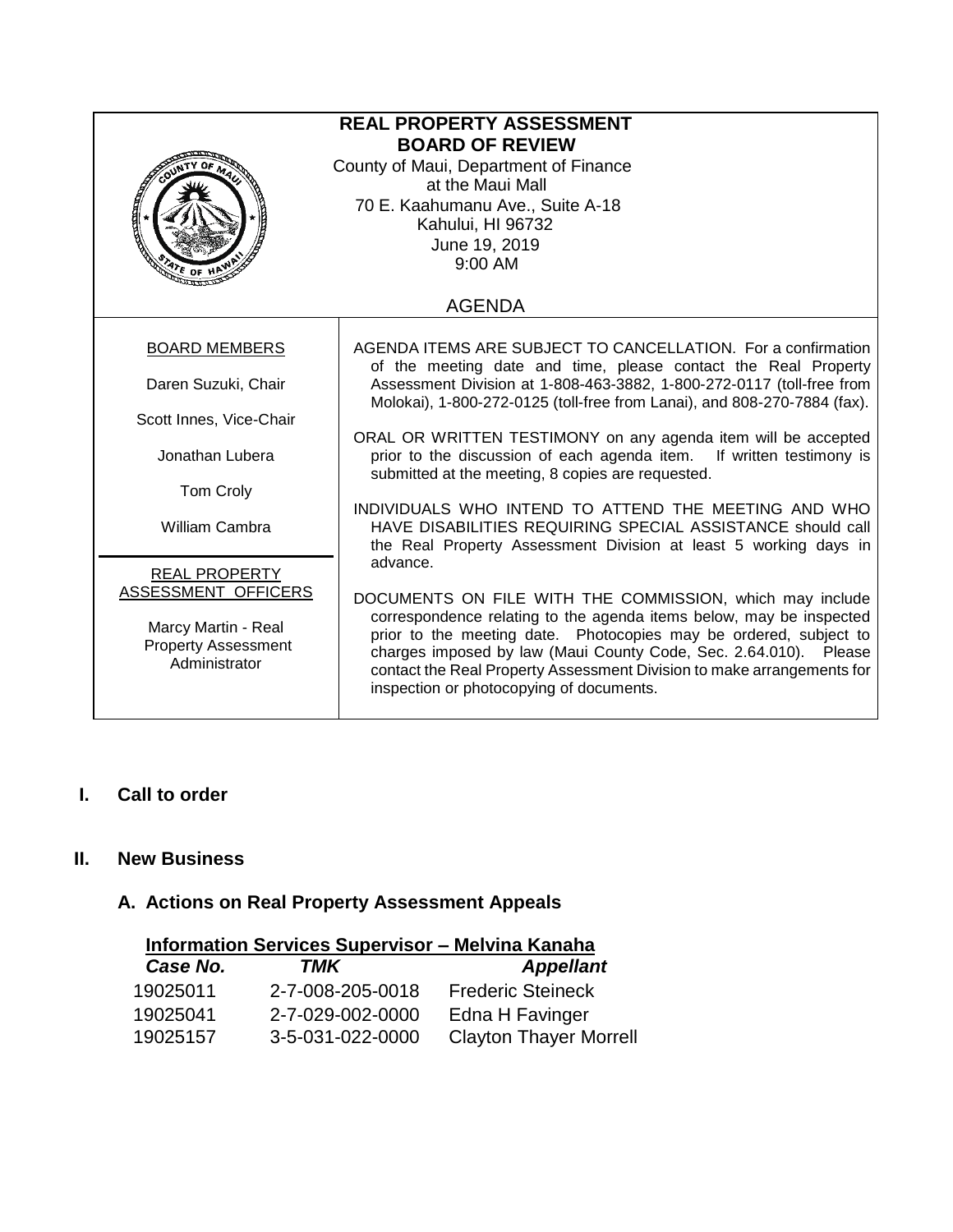# REAL PROPERTY ASSESSMENT BOARD OF REVIEW

County of Maui, Department of Finance
at the Maui Mall
70 E. Kaahumanu Ave., Suite A-18
Kahului, HI 96732
June 19, 2019
9:00 AM

AGENDA

BOARD MEMBERS

Daren Suzuki, Chair

Scott Innes, Vice-Chair

Jonathan Lubera

Tom Croly

William Cambra

REAL PROPERTY ASSESSMENT OFFICERS

Marcy Martin - Real Property Assessment Administrator

AGENDA ITEMS ARE SUBJECT TO CANCELLATION. For a confirmation of the meeting date and time, please contact the Real Property Assessment Division at 1-808-463-3882, 1-800-272-0117 (toll-free from Molokai), 1-800-272-0125 (toll-free from Lanai), and 808-270-7884 (fax).

ORAL OR WRITTEN TESTIMONY on any agenda item will be accepted prior to the discussion of each agenda item. If written testimony is submitted at the meeting, 8 copies are requested.

INDIVIDUALS WHO INTEND TO ATTEND THE MEETING AND WHO HAVE DISABILITIES REQUIRING SPECIAL ASSISTANCE should call the Real Property Assessment Division at least 5 working days in advance.

DOCUMENTS ON FILE WITH THE COMMISSION, which may include correspondence relating to the agenda items below, may be inspected prior to the meeting date. Photocopies may be ordered, subject to charges imposed by law (Maui County Code, Sec. 2.64.010). Please contact the Real Property Assessment Division to make arrangements for inspection or photocopying of documents.

## I. Call to order

## II. New Business

### A. Actions on Real Property Assessment Appeals

**Information Services Supervisor – Melvina Kanaha**

| *Case No.* | *TMK* | *Appellant* |
|---|---|---|
| 19025011 | 2-7-008-205-0018 | Frederic Steineck |
| 19025041 | 2-7-029-002-0000 | Edna H Favinger |
| 19025157 | 3-5-031-022-0000 | Clayton Thayer Morrell |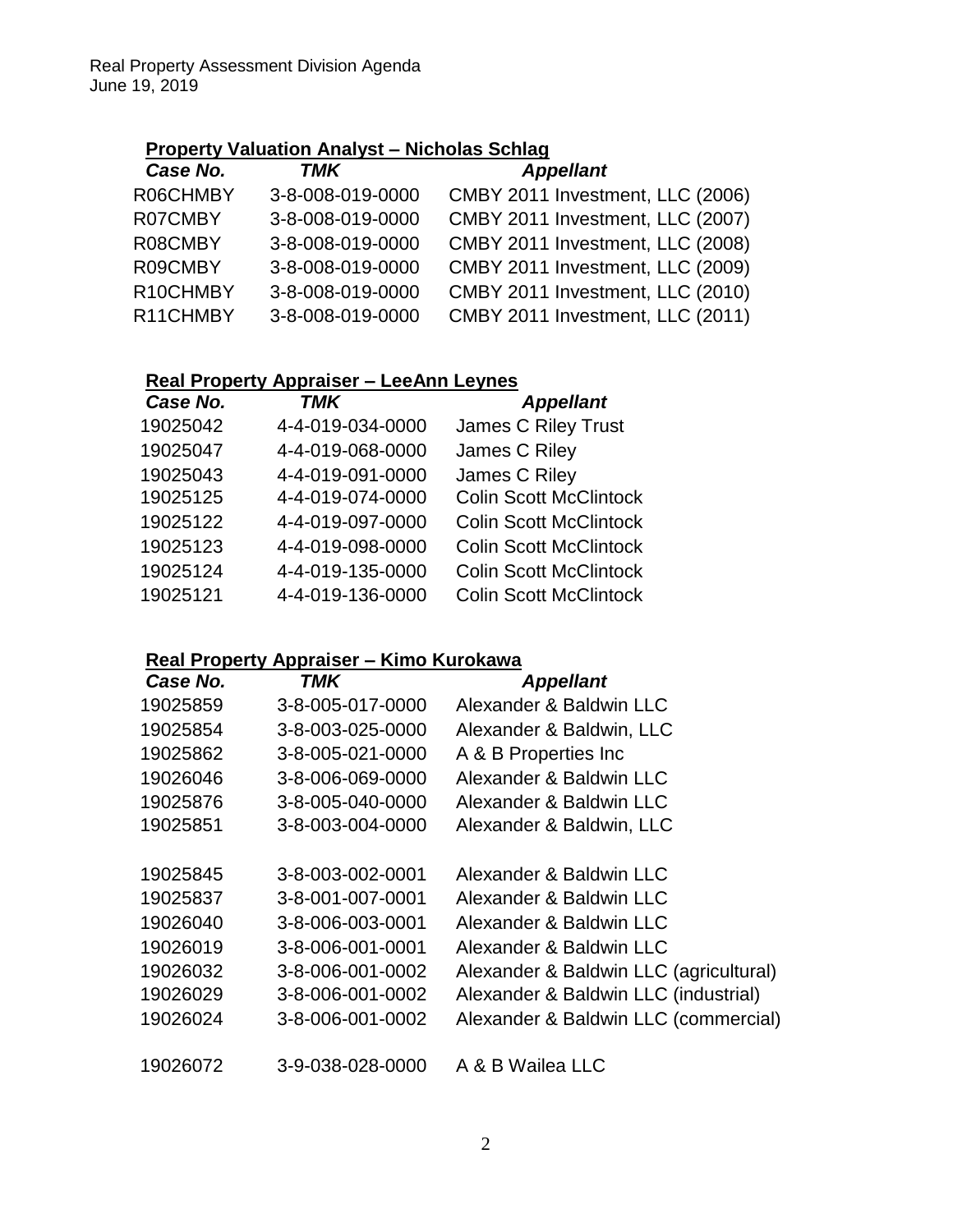## Property Valuation Analyst – Nicholas Schlag

| *Case No.* | *TMK* | *Appellant* |
|---|---|---|
| R06CHMBY | 3-8-008-019-0000 | CMBY 2011 Investment, LLC (2006) |
| R07CMBY | 3-8-008-019-0000 | CMBY 2011 Investment, LLC (2007) |
| R08CMBY | 3-8-008-019-0000 | CMBY 2011 Investment, LLC (2008) |
| R09CMBY | 3-8-008-019-0000 | CMBY 2011 Investment, LLC (2009) |
| R10CHMBY | 3-8-008-019-0000 | CMBY 2011 Investment, LLC (2010) |
| R11CHMBY | 3-8-008-019-0000 | CMBY 2011 Investment, LLC (2011) |

## Real Property Appraiser – LeeAnn Leynes

| *Case No.* | *TMK* | *Appellant* |
|---|---|---|
| 19025042 | 4-4-019-034-0000 | James C Riley Trust |
| 19025047 | 4-4-019-068-0000 | James C Riley |
| 19025043 | 4-4-019-091-0000 | James C Riley |
| 19025125 | 4-4-019-074-0000 | Colin Scott McClintock |
| 19025122 | 4-4-019-097-0000 | Colin Scott McClintock |
| 19025123 | 4-4-019-098-0000 | Colin Scott McClintock |
| 19025124 | 4-4-019-135-0000 | Colin Scott McClintock |
| 19025121 | 4-4-019-136-0000 | Colin Scott McClintock |

## Real Property Appraiser – Kimo Kurokawa

| *Case No.* | *TMK* | *Appellant* |
|---|---|---|
| 19025859 | 3-8-005-017-0000 | Alexander & Baldwin LLC |
| 19025854 | 3-8-003-025-0000 | Alexander & Baldwin, LLC |
| 19025862 | 3-8-005-021-0000 | A & B Properties Inc |
| 19026046 | 3-8-006-069-0000 | Alexander & Baldwin LLC |
| 19025876 | 3-8-005-040-0000 | Alexander & Baldwin LLC |
| 19025851 | 3-8-003-004-0000 | Alexander & Baldwin, LLC |
| | | |
| 19025845 | 3-8-003-002-0001 | Alexander & Baldwin LLC |
| 19025837 | 3-8-001-007-0001 | Alexander & Baldwin LLC |
| 19026040 | 3-8-006-003-0001 | Alexander & Baldwin LLC |
| 19026019 | 3-8-006-001-0001 | Alexander & Baldwin LLC |
| 19026032 | 3-8-006-001-0002 | Alexander & Baldwin LLC (agricultural) |
| 19026029 | 3-8-006-001-0002 | Alexander & Baldwin LLC (industrial) |
| 19026024 | 3-8-006-001-0002 | Alexander & Baldwin LLC (commercial) |
| | | |
| 19026072 | 3-9-038-028-0000 | A & B Wailea LLC |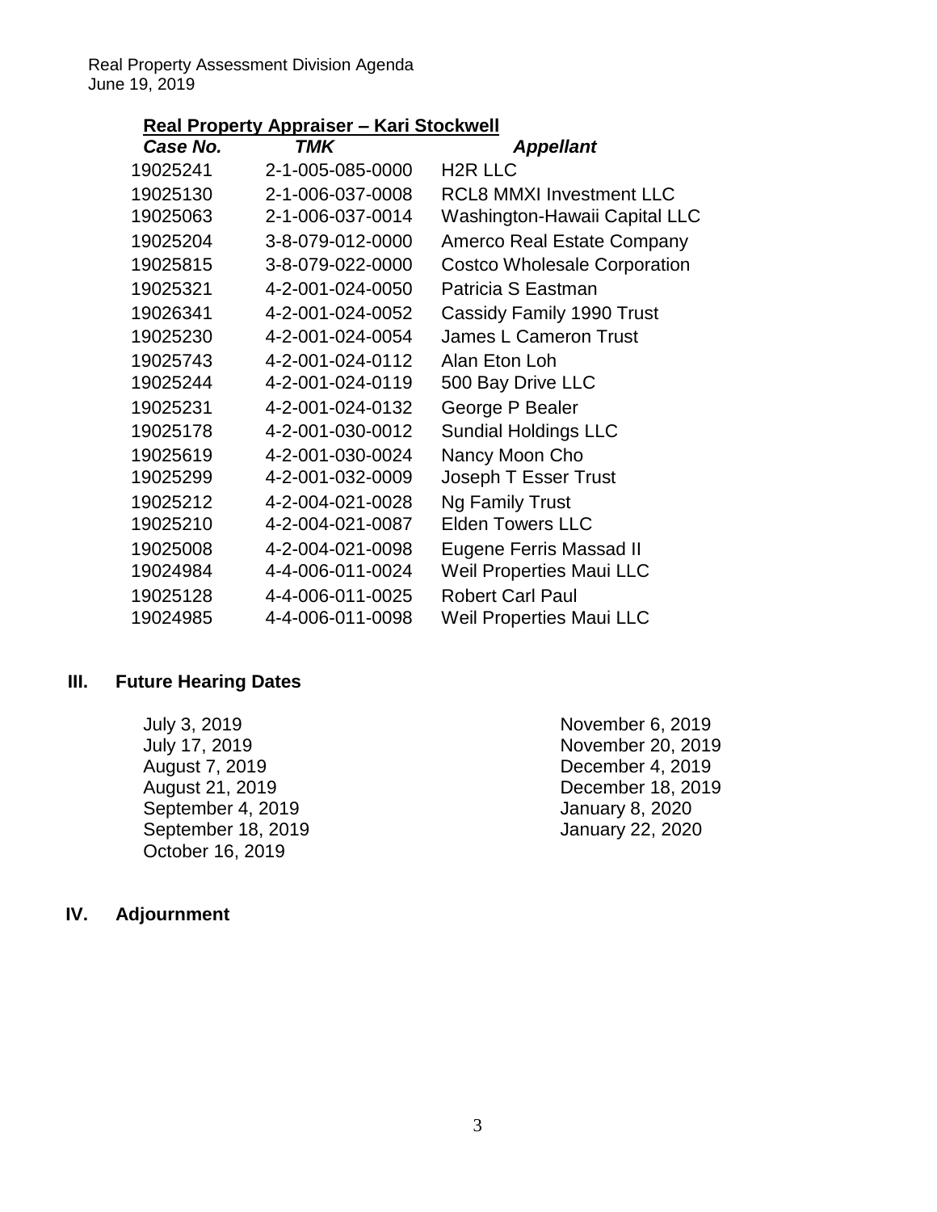**Real Property Appraiser – Kari Stockwell**

| ***Case No.*** | ***TMK*** | ***Appellant*** |
|---|---|---|
| 19025241 | 2-1-005-085-0000 | H2R LLC |
| 19025130 | 2-1-006-037-0008 | RCL8 MMXI Investment LLC |
| 19025063 | 2-1-006-037-0014 | Washington-Hawaii Capital LLC |
| 19025204 | 3-8-079-012-0000 | Amerco Real Estate Company |
| 19025815 | 3-8-079-022-0000 | Costco Wholesale Corporation |
| 19025321 | 4-2-001-024-0050 | Patricia S Eastman |
| 19026341 | 4-2-001-024-0052 | Cassidy Family 1990 Trust |
| 19025230 | 4-2-001-024-0054 | James L Cameron Trust |
| 19025743 | 4-2-001-024-0112 | Alan Eton Loh |
| 19025244 | 4-2-001-024-0119 | 500 Bay Drive LLC |
| 19025231 | 4-2-001-024-0132 | George P Bealer |
| 19025178 | 4-2-001-030-0012 | Sundial Holdings LLC |
| 19025619 | 4-2-001-030-0024 | Nancy Moon Cho |
| 19025299 | 4-2-001-032-0009 | Joseph T Esser Trust |
| 19025212 | 4-2-004-021-0028 | Ng Family Trust |
| 19025210 | 4-2-004-021-0087 | Elden Towers LLC |
| 19025008 | 4-2-004-021-0098 | Eugene Ferris Massad II |
| 19024984 | 4-4-006-011-0024 | Weil Properties Maui LLC |
| 19025128 | 4-4-006-011-0025 | Robert Carl Paul |
| 19024985 | 4-4-006-011-0098 | Weil Properties Maui LLC |

## III. Future Hearing Dates

July 3, 2019
July 17, 2019
August 7, 2019
August 21, 2019
September 4, 2019
September 18, 2019
October 16, 2019
November 6, 2019
November 20, 2019
December 4, 2019
December 18, 2019
January 8, 2020
January 22, 2020

## IV. Adjournment